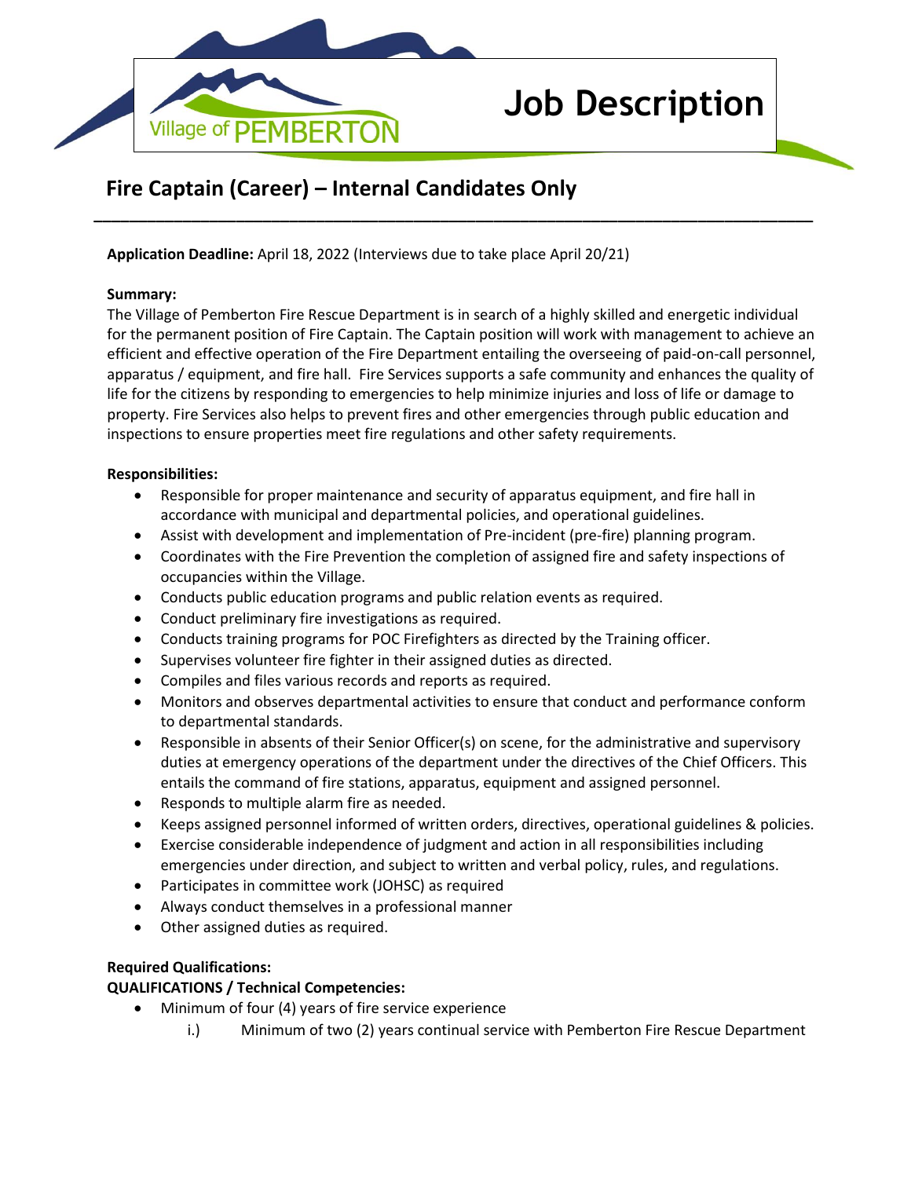Village of PEMBERTON

# Job Description

## Fire Captain (Career) – Internal Candidates Only

**Application Deadline:** April 18, 2022 (Interviews due to take place April 20/21)

**Summary:**

The Village of Pemberton Fire Rescue Department is in search of a highly skilled and energetic individual for the permanent position of Fire Captain. The Captain position will work with management to achieve an efficient and effective operation of the Fire Department entailing the overseeing of paid-on-call personnel, apparatus / equipment, and fire hall. Fire Services supports a safe community and enhances the quality of life for the citizens by responding to emergencies to help minimize injuries and loss of life or damage to property. Fire Services also helps to prevent fires and other emergencies through public education and inspections to ensure properties meet fire regulations and other safety requirements.

**Responsibilities:**

- Responsible for proper maintenance and security of apparatus equipment, and fire hall in accordance with municipal and departmental policies, and operational guidelines.
- Assist with development and implementation of Pre-incident (pre-fire) planning program.
- Coordinates with the Fire Prevention the completion of assigned fire and safety inspections of occupancies within the Village.
- Conducts public education programs and public relation events as required.
- Conduct preliminary fire investigations as required.
- Conducts training programs for POC Firefighters as directed by the Training officer.
- Supervises volunteer fire fighter in their assigned duties as directed.
- Compiles and files various records and reports as required.
- Monitors and observes departmental activities to ensure that conduct and performance conform to departmental standards.
- Responsible in absents of their Senior Officer(s) on scene, for the administrative and supervisory duties at emergency operations of the department under the directives of the Chief Officers. This entails the command of fire stations, apparatus, equipment and assigned personnel.
- Responds to multiple alarm fire as needed.
- Keeps assigned personnel informed of written orders, directives, operational guidelines & policies.
- Exercise considerable independence of judgment and action in all responsibilities including emergencies under direction, and subject to written and verbal policy, rules, and regulations.
- Participates in committee work (JOHSC) as required
- Always conduct themselves in a professional manner
- Other assigned duties as required.

**Required Qualifications:**

**QUALIFICATIONS / Technical Competencies:**

- Minimum of four (4) years of fire service experience
  - i.) Minimum of two (2) years continual service with Pemberton Fire Rescue Department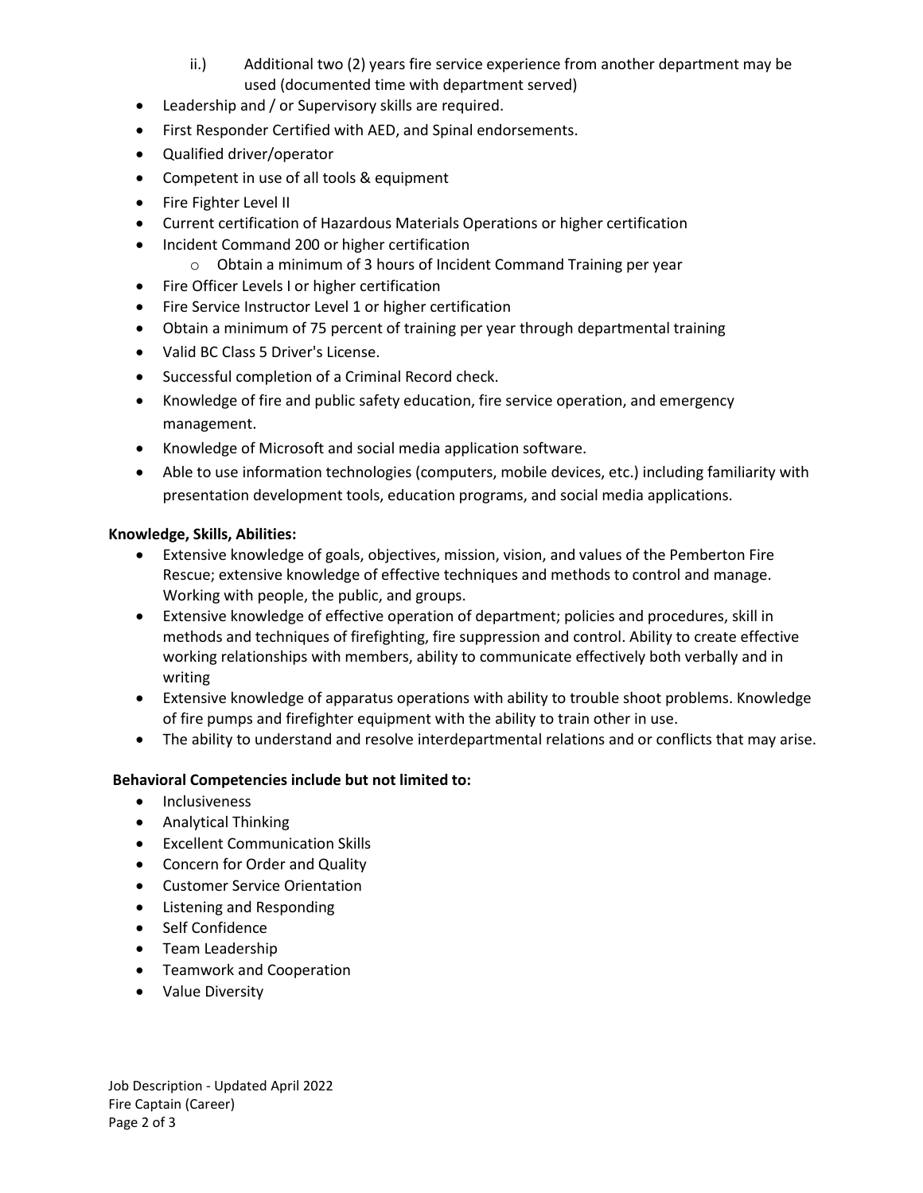- ii.) Additional two (2) years fire service experience from another department may be used (documented time with department served)

- Leadership and / or Supervisory skills are required.
- First Responder Certified with AED, and Spinal endorsements.
- Qualified driver/operator
- Competent in use of all tools & equipment
- Fire Fighter Level II
- Current certification of Hazardous Materials Operations or higher certification
- Incident Command 200 or higher certification
  - Obtain a minimum of 3 hours of Incident Command Training per year
- Fire Officer Levels I or higher certification
- Fire Service Instructor Level 1 or higher certification
- Obtain a minimum of 75 percent of training per year through departmental training
- Valid BC Class 5 Driver's License.
- Successful completion of a Criminal Record check.
- Knowledge of fire and public safety education, fire service operation, and emergency management.
- Knowledge of Microsoft and social media application software.
- Able to use information technologies (computers, mobile devices, etc.) including familiarity with presentation development tools, education programs, and social media applications.

**Knowledge, Skills, Abilities:**

- Extensive knowledge of goals, objectives, mission, vision, and values of the Pemberton Fire Rescue; extensive knowledge of effective techniques and methods to control and manage. Working with people, the public, and groups.
- Extensive knowledge of effective operation of department; policies and procedures, skill in methods and techniques of firefighting, fire suppression and control. Ability to create effective working relationships with members, ability to communicate effectively both verbally and in writing
- Extensive knowledge of apparatus operations with ability to trouble shoot problems. Knowledge of fire pumps and firefighter equipment with the ability to train other in use.
- The ability to understand and resolve interdepartmental relations and or conflicts that may arise.

**Behavioral Competencies include but not limited to:**

- Inclusiveness
- Analytical Thinking
- Excellent Communication Skills
- Concern for Order and Quality
- Customer Service Orientation
- Listening and Responding
- Self Confidence
- Team Leadership
- Teamwork and Cooperation
- Value Diversity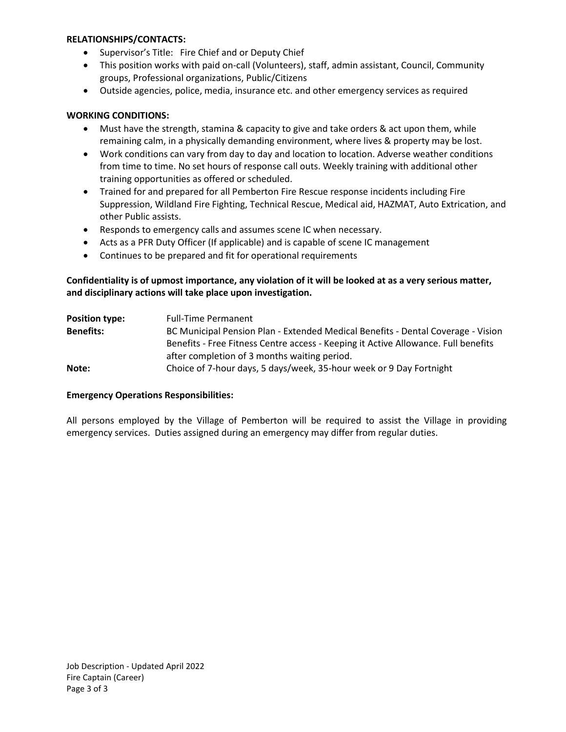**RELATIONSHIPS/CONTACTS:**

- Supervisor's Title: Fire Chief and or Deputy Chief
- This position works with paid on-call (Volunteers), staff, admin assistant, Council, Community groups, Professional organizations, Public/Citizens
- Outside agencies, police, media, insurance etc. and other emergency services as required

**WORKING CONDITIONS:**

- Must have the strength, stamina & capacity to give and take orders & act upon them, while remaining calm, in a physically demanding environment, where lives & property may be lost.
- Work conditions can vary from day to day and location to location. Adverse weather conditions from time to time. No set hours of response call outs. Weekly training with additional other training opportunities as offered or scheduled.
- Trained for and prepared for all Pemberton Fire Rescue response incidents including Fire Suppression, Wildland Fire Fighting, Technical Rescue, Medical aid, HAZMAT, Auto Extrication, and other Public assists.
- Responds to emergency calls and assumes scene IC when necessary.
- Acts as a PFR Duty Officer (If applicable) and is capable of scene IC management
- Continues to be prepared and fit for operational requirements

**Confidentiality is of upmost importance, any violation of it will be looked at as a very serious matter, and disciplinary actions will take place upon investigation.**

| | |
|---|---|
| **Position type:** | Full-Time Permanent |
| **Benefits:** | BC Municipal Pension Plan - Extended Medical Benefits - Dental Coverage - Vision Benefits - Free Fitness Centre access - Keeping it Active Allowance. Full benefits after completion of 3 months waiting period. |
| **Note:** | Choice of 7-hour days, 5 days/week, 35-hour week or 9 Day Fortnight |

**Emergency Operations Responsibilities:**

All persons employed by the Village of Pemberton will be required to assist the Village in providing emergency services. Duties assigned during an emergency may differ from regular duties.

Job Description - Updated April 2022
Fire Captain (Career)